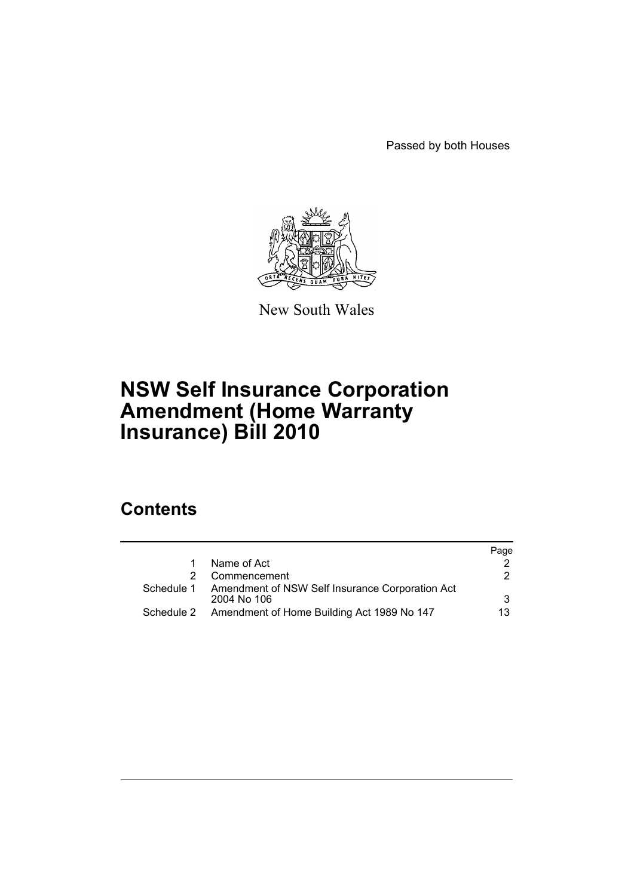Passed by both Houses

New South Wales

# NSW Self Insurance Corporation Amendment (Home Warranty Insurance) Bill 2010

## Contents

| | | Page |
|---|---|---|
| 1 | Name of Act | 2 |
| 2 | Commencement | 2 |
| Schedule 1 | Amendment of NSW Self Insurance Corporation Act 2004 No 106 | 3 |
| Schedule 2 | Amendment of Home Building Act 1989 No 147 | 13 |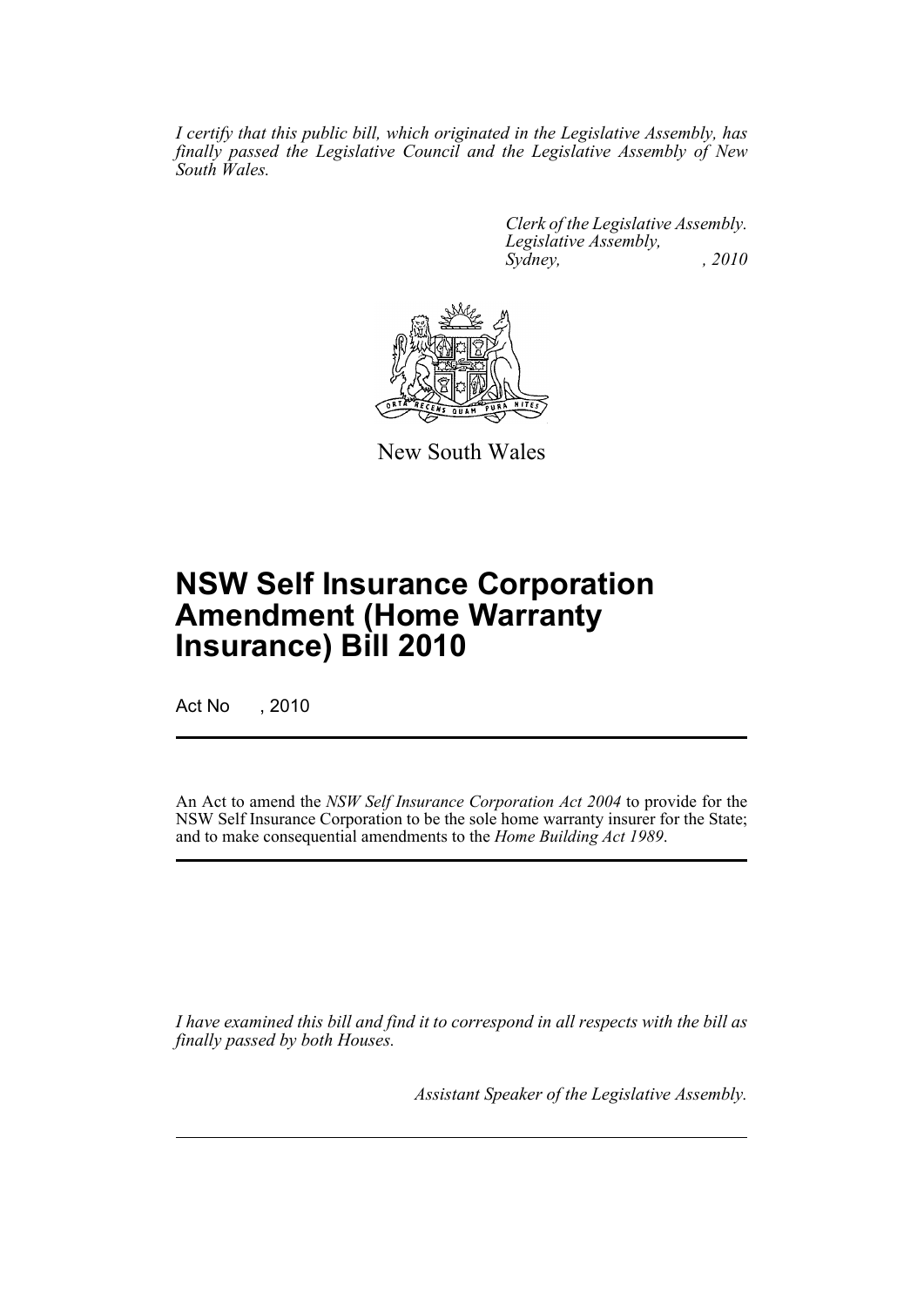*I certify that this public bill, which originated in the Legislative Assembly, has finally passed the Legislative Council and the Legislative Assembly of New South Wales.*

*Clerk of the Legislative Assembly.*
*Legislative Assembly,*
*Sydney, , 2010*

New South Wales

# NSW Self Insurance Corporation Amendment (Home Warranty Insurance) Bill 2010

Act No , 2010

An Act to amend the *NSW Self Insurance Corporation Act 2004* to provide for the NSW Self Insurance Corporation to be the sole home warranty insurer for the State; and to make consequential amendments to the *Home Building Act 1989*.

*I have examined this bill and find it to correspond in all respects with the bill as finally passed by both Houses.*

*Assistant Speaker of the Legislative Assembly.*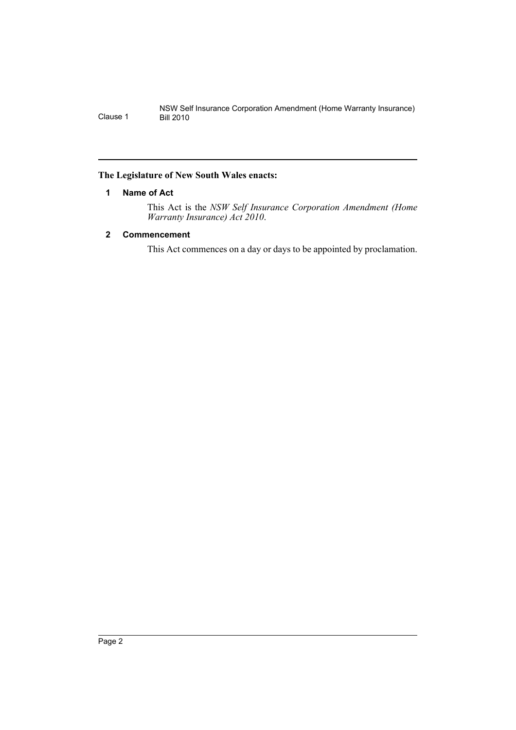**The Legislature of New South Wales enacts:**

## 1 Name of Act

This Act is the *NSW Self Insurance Corporation Amendment (Home Warranty Insurance) Act 2010*.

## 2 Commencement

This Act commences on a day or days to be appointed by proclamation.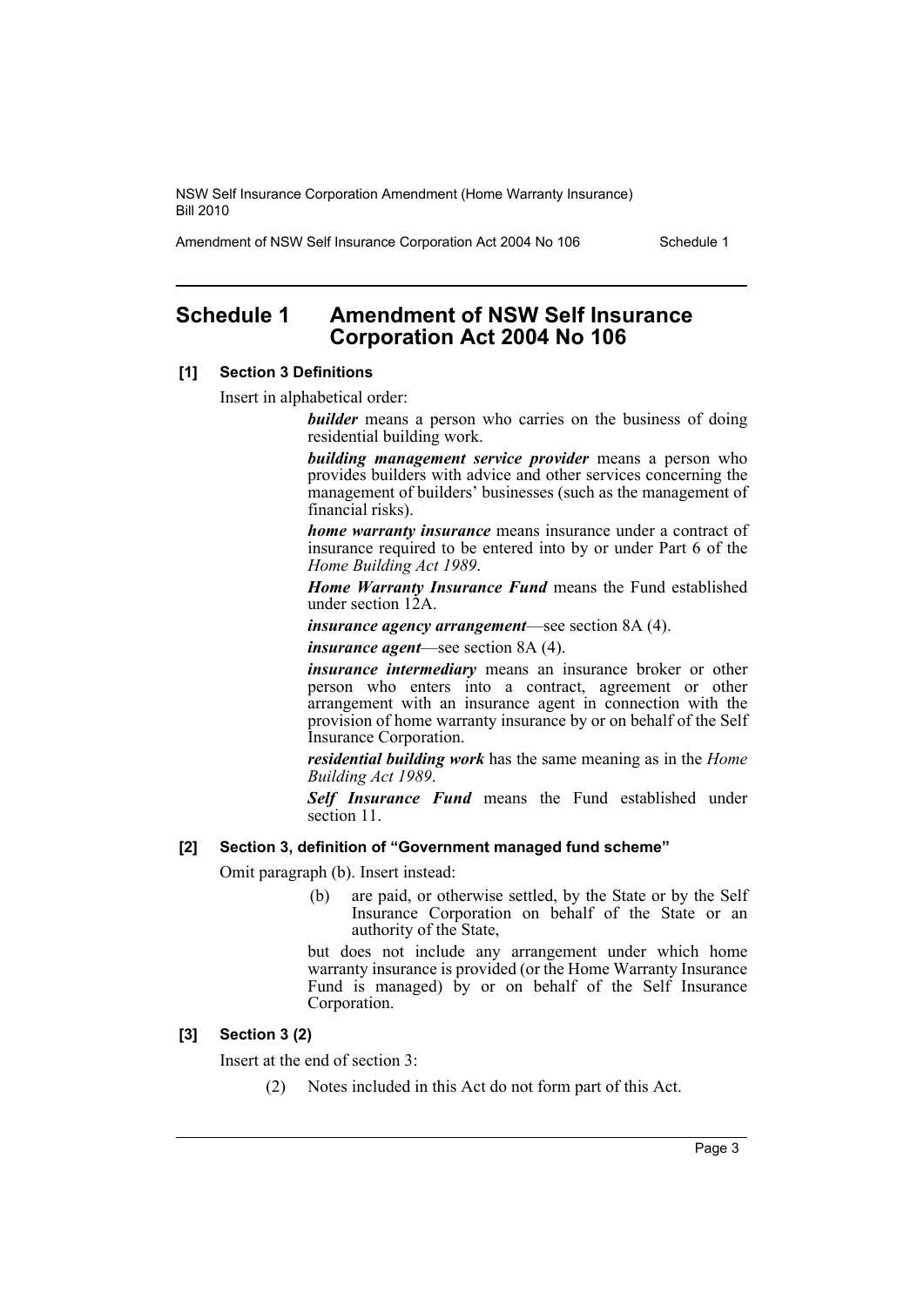# Schedule 1 Amendment of NSW Self Insurance Corporation Act 2004 No 106

### [1] Section 3 Definitions

Insert in alphabetical order:

> ***builder*** means a person who carries on the business of doing residential building work.
>
> ***building management service provider*** means a person who provides builders with advice and other services concerning the management of builders' businesses (such as the management of financial risks).
>
> ***home warranty insurance*** means insurance under a contract of insurance required to be entered into by or under Part 6 of the *Home Building Act 1989*.
>
> ***Home Warranty Insurance Fund*** means the Fund established under section 12A.
>
> ***insurance agency arrangement***—see section 8A (4).
>
> ***insurance agent***—see section 8A (4).
>
> ***insurance intermediary*** means an insurance broker or other person who enters into a contract, agreement or other arrangement with an insurance agent in connection with the provision of home warranty insurance by or on behalf of the Self Insurance Corporation.
>
> ***residential building work*** has the same meaning as in the *Home Building Act 1989*.
>
> ***Self Insurance Fund*** means the Fund established under section 11.

### [2] Section 3, definition of "Government managed fund scheme"

Omit paragraph (b). Insert instead:

> (b) are paid, or otherwise settled, by the State or by the Self Insurance Corporation on behalf of the State or an authority of the State,
>
> but does not include any arrangement under which home warranty insurance is provided (or the Home Warranty Insurance Fund is managed) by or on behalf of the Self Insurance Corporation.

### [3] Section 3 (2)

Insert at the end of section 3:

> (2) Notes included in this Act do not form part of this Act.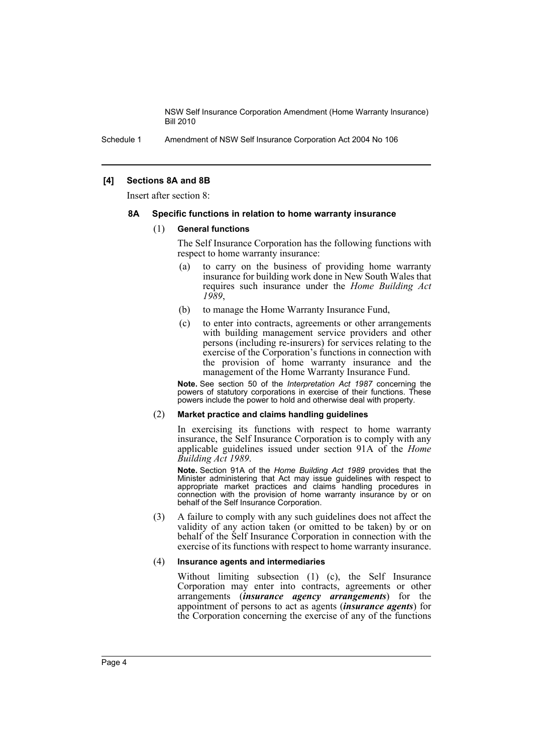**[4] Sections 8A and 8B**

Insert after section 8:

**8A Specific functions in relation to home warranty insurance**

(1) **General functions**

The Self Insurance Corporation has the following functions with respect to home warranty insurance:

(a) to carry on the business of providing home warranty insurance for building work done in New South Wales that requires such insurance under the *Home Building Act 1989*,

(b) to manage the Home Warranty Insurance Fund,

(c) to enter into contracts, agreements or other arrangements with building management service providers and other persons (including re-insurers) for services relating to the exercise of the Corporation's functions in connection with the provision of home warranty insurance and the management of the Home Warranty Insurance Fund.

**Note.** See section 50 of the *Interpretation Act 1987* concerning the powers of statutory corporations in exercise of their functions. These powers include the power to hold and otherwise deal with property.

(2) **Market practice and claims handling guidelines**

In exercising its functions with respect to home warranty insurance, the Self Insurance Corporation is to comply with any applicable guidelines issued under section 91A of the *Home Building Act 1989*.

**Note.** Section 91A of the *Home Building Act 1989* provides that the Minister administering that Act may issue guidelines with respect to appropriate market practices and claims handling procedures in connection with the provision of home warranty insurance by or on behalf of the Self Insurance Corporation.

(3) A failure to comply with any such guidelines does not affect the validity of any action taken (or omitted to be taken) by or on behalf of the Self Insurance Corporation in connection with the exercise of its functions with respect to home warranty insurance.

(4) **Insurance agents and intermediaries**

Without limiting subsection (1) (c), the Self Insurance Corporation may enter into contracts, agreements or other arrangements (***insurance agency arrangements***) for the appointment of persons to act as agents (***insurance agents***) for the Corporation concerning the exercise of any of the functions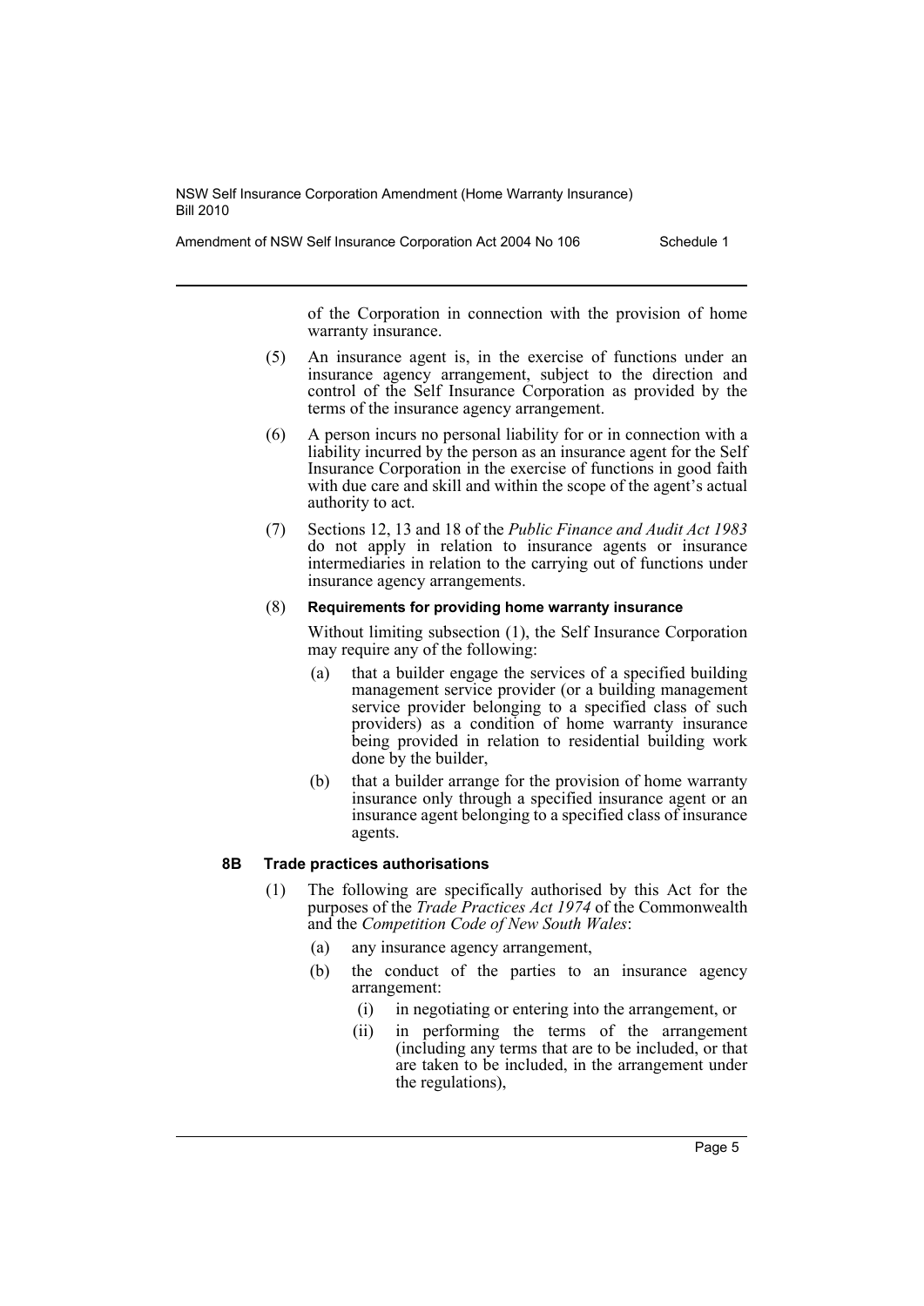of the Corporation in connection with the provision of home warranty insurance.

(5) An insurance agent is, in the exercise of functions under an insurance agency arrangement, subject to the direction and control of the Self Insurance Corporation as provided by the terms of the insurance agency arrangement.

(6) A person incurs no personal liability for or in connection with a liability incurred by the person as an insurance agent for the Self Insurance Corporation in the exercise of functions in good faith with due care and skill and within the scope of the agent's actual authority to act.

(7) Sections 12, 13 and 18 of the *Public Finance and Audit Act 1983* do not apply in relation to insurance agents or insurance intermediaries in relation to the carrying out of functions under insurance agency arrangements.

(8) **Requirements for providing home warranty insurance**

Without limiting subsection (1), the Self Insurance Corporation may require any of the following:

- (a) that a builder engage the services of a specified building management service provider (or a building management service provider belonging to a specified class of such providers) as a condition of home warranty insurance being provided in relation to residential building work done by the builder,
- (b) that a builder arrange for the provision of home warranty insurance only through a specified insurance agent or an insurance agent belonging to a specified class of insurance agents.

### 8B Trade practices authorisations

(1) The following are specifically authorised by this Act for the purposes of the *Trade Practices Act 1974* of the Commonwealth and the *Competition Code of New South Wales*:

- (a) any insurance agency arrangement,
- (b) the conduct of the parties to an insurance agency arrangement:
  - (i) in negotiating or entering into the arrangement, or
  - (ii) in performing the terms of the arrangement (including any terms that are to be included, or that are taken to be included, in the arrangement under the regulations),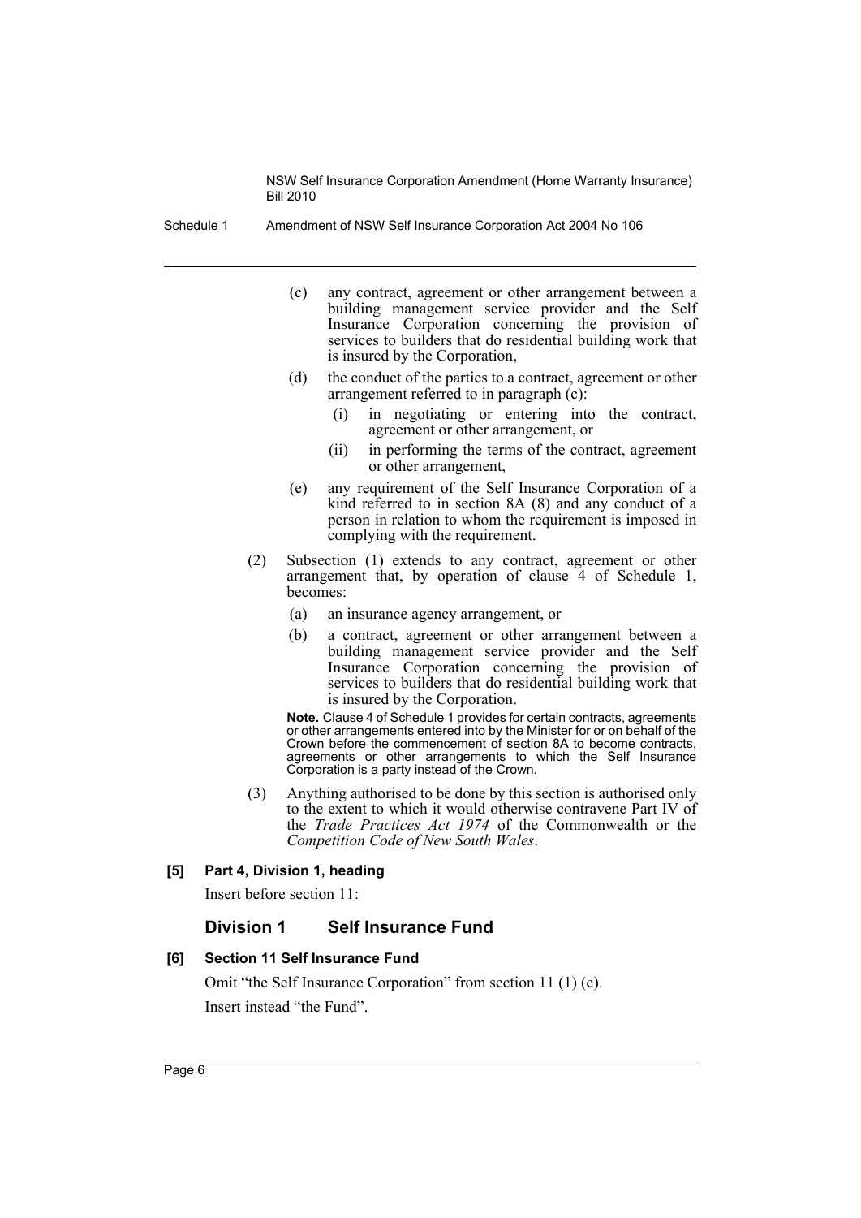(c) any contract, agreement or other arrangement between a building management service provider and the Self Insurance Corporation concerning the provision of services to builders that do residential building work that is insured by the Corporation,

(d) the conduct of the parties to a contract, agreement or other arrangement referred to in paragraph (c):

(i) in negotiating or entering into the contract, agreement or other arrangement, or

(ii) in performing the terms of the contract, agreement or other arrangement,

(e) any requirement of the Self Insurance Corporation of a kind referred to in section 8A (8) and any conduct of a person in relation to whom the requirement is imposed in complying with the requirement.

(2) Subsection (1) extends to any contract, agreement or other arrangement that, by operation of clause 4 of Schedule 1, becomes:

(a) an insurance agency arrangement, or

(b) a contract, agreement or other arrangement between a building management service provider and the Self Insurance Corporation concerning the provision of services to builders that do residential building work that is insured by the Corporation.

**Note.** Clause 4 of Schedule 1 provides for certain contracts, agreements or other arrangements entered into by the Minister for or on behalf of the Crown before the commencement of section 8A to become contracts, agreements or other arrangements to which the Self Insurance Corporation is a party instead of the Crown.

(3) Anything authorised to be done by this section is authorised only to the extent to which it would otherwise contravene Part IV of the *Trade Practices Act 1974* of the Commonwealth or the *Competition Code of New South Wales*.

**[5] Part 4, Division 1, heading**

Insert before section 11:

## Division 1 Self Insurance Fund

**[6] Section 11 Self Insurance Fund**

Omit "the Self Insurance Corporation" from section 11 (1) (c).

Insert instead "the Fund".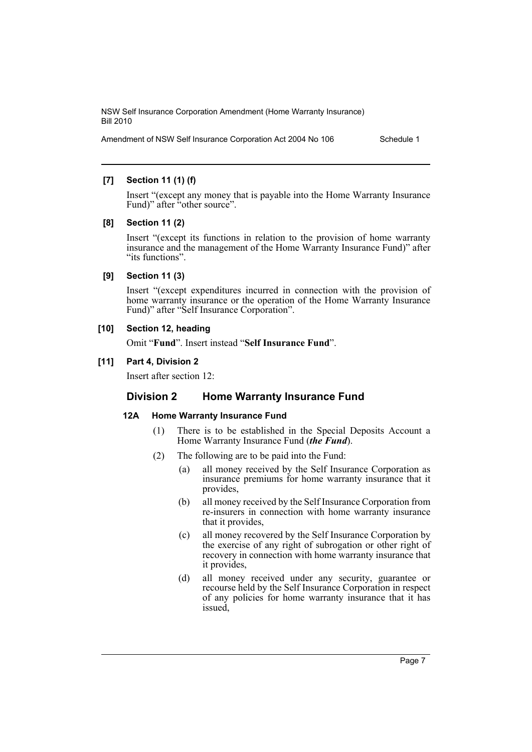**[7] Section 11 (1) (f)**

Insert "(except any money that is payable into the Home Warranty Insurance Fund)" after "other source".

**[8] Section 11 (2)**

Insert "(except its functions in relation to the provision of home warranty insurance and the management of the Home Warranty Insurance Fund)" after "its functions".

**[9] Section 11 (3)**

Insert "(except expenditures incurred in connection with the provision of home warranty insurance or the operation of the Home Warranty Insurance Fund)" after "Self Insurance Corporation".

**[10] Section 12, heading**

Omit "**Fund**". Insert instead "**Self Insurance Fund**".

**[11] Part 4, Division 2**

Insert after section 12:

## Division 2 Home Warranty Insurance Fund

### 12A Home Warranty Insurance Fund

(1) There is to be established in the Special Deposits Account a Home Warranty Insurance Fund (***the Fund***).

(2) The following are to be paid into the Fund:

(a) all money received by the Self Insurance Corporation as insurance premiums for home warranty insurance that it provides,

(b) all money received by the Self Insurance Corporation from re-insurers in connection with home warranty insurance that it provides,

(c) all money recovered by the Self Insurance Corporation by the exercise of any right of subrogation or other right of recovery in connection with home warranty insurance that it provides,

(d) all money received under any security, guarantee or recourse held by the Self Insurance Corporation in respect of any policies for home warranty insurance that it has issued,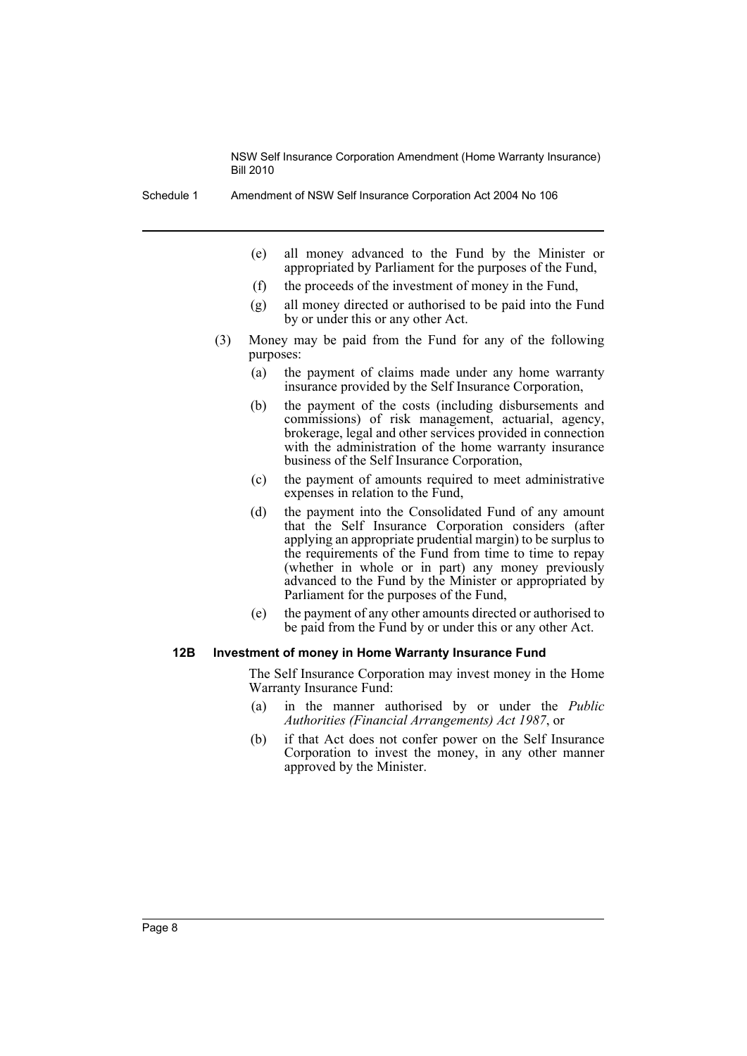(e) all money advanced to the Fund by the Minister or appropriated by Parliament for the purposes of the Fund,

(f) the proceeds of the investment of money in the Fund,

(g) all money directed or authorised to be paid into the Fund by or under this or any other Act.

(3) Money may be paid from the Fund for any of the following purposes:

(a) the payment of claims made under any home warranty insurance provided by the Self Insurance Corporation,

(b) the payment of the costs (including disbursements and commissions) of risk management, actuarial, agency, brokerage, legal and other services provided in connection with the administration of the home warranty insurance business of the Self Insurance Corporation,

(c) the payment of amounts required to meet administrative expenses in relation to the Fund,

(d) the payment into the Consolidated Fund of any amount that the Self Insurance Corporation considers (after applying an appropriate prudential margin) to be surplus to the requirements of the Fund from time to time to repay (whether in whole or in part) any money previously advanced to the Fund by the Minister or appropriated by Parliament for the purposes of the Fund,

(e) the payment of any other amounts directed or authorised to be paid from the Fund by or under this or any other Act.

### 12B Investment of money in Home Warranty Insurance Fund

The Self Insurance Corporation may invest money in the Home Warranty Insurance Fund:

(a) in the manner authorised by or under the *Public Authorities (Financial Arrangements) Act 1987*, or

(b) if that Act does not confer power on the Self Insurance Corporation to invest the money, in any other manner approved by the Minister.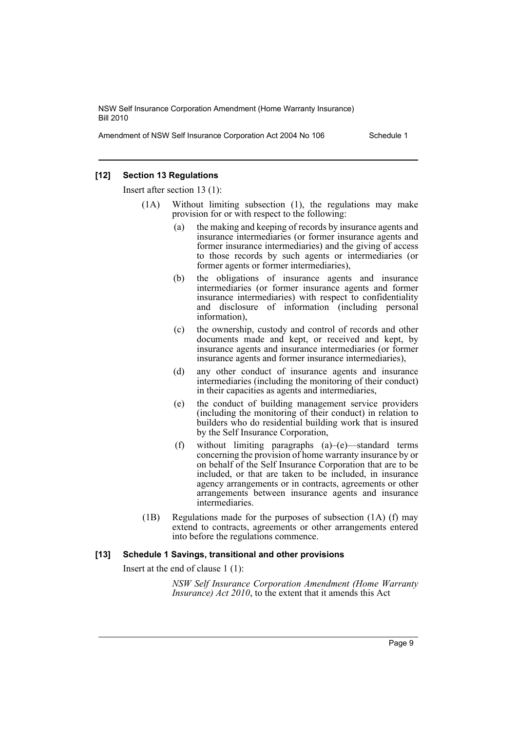### [12] Section 13 Regulations

Insert after section 13 (1):

(1A) Without limiting subsection (1), the regulations may make provision for or with respect to the following:

- (a) the making and keeping of records by insurance agents and insurance intermediaries (or former insurance agents and former insurance intermediaries) and the giving of access to those records by such agents or intermediaries (or former agents or former intermediaries),
- (b) the obligations of insurance agents and insurance intermediaries (or former insurance agents and former insurance intermediaries) with respect to confidentiality and disclosure of information (including personal information),
- (c) the ownership, custody and control of records and other documents made and kept, or received and kept, by insurance agents and insurance intermediaries (or former insurance agents and former insurance intermediaries),
- (d) any other conduct of insurance agents and insurance intermediaries (including the monitoring of their conduct) in their capacities as agents and intermediaries,
- (e) the conduct of building management service providers (including the monitoring of their conduct) in relation to builders who do residential building work that is insured by the Self Insurance Corporation,
- (f) without limiting paragraphs (a)–(e)—standard terms concerning the provision of home warranty insurance by or on behalf of the Self Insurance Corporation that are to be included, or that are taken to be included, in insurance agency arrangements or in contracts, agreements or other arrangements between insurance agents and insurance intermediaries.

(1B) Regulations made for the purposes of subsection (1A) (f) may extend to contracts, agreements or other arrangements entered into before the regulations commence.

### [13] Schedule 1 Savings, transitional and other provisions

Insert at the end of clause 1 (1):

*NSW Self Insurance Corporation Amendment (Home Warranty Insurance) Act 2010*, to the extent that it amends this Act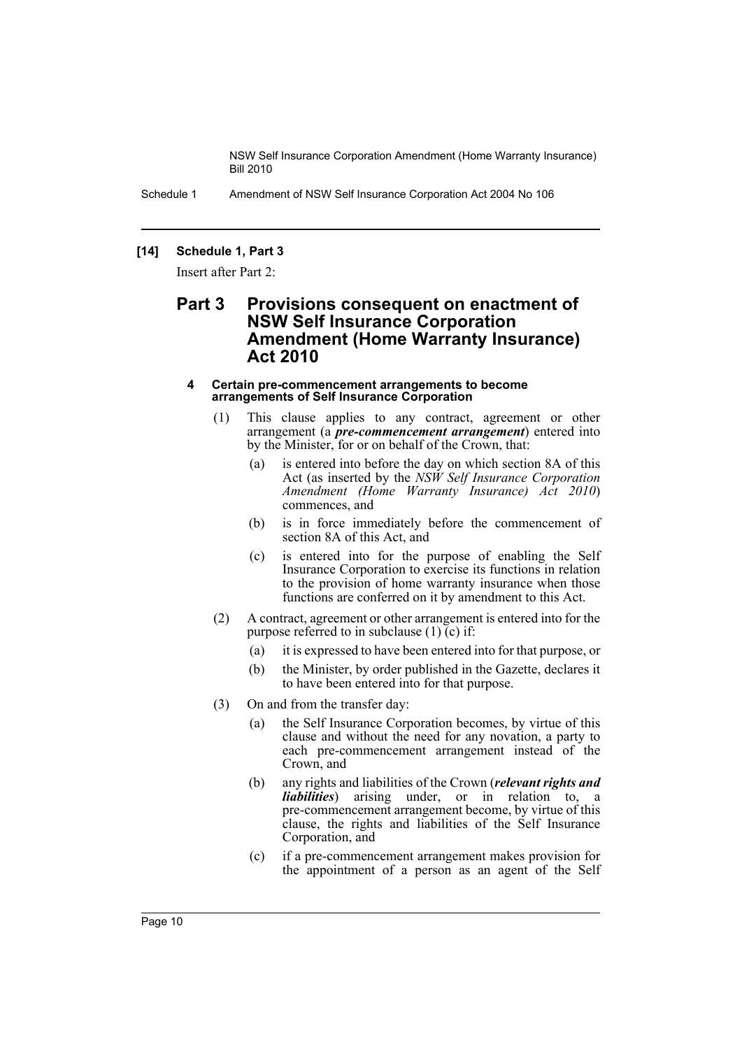**[14] Schedule 1, Part 3**

Insert after Part 2:

## Part 3 Provisions consequent on enactment of NSW Self Insurance Corporation Amendment (Home Warranty Insurance) Act 2010

#### 4 Certain pre-commencement arrangements to become arrangements of Self Insurance Corporation

(1) This clause applies to any contract, agreement or other arrangement (a ***pre-commencement arrangement***) entered into by the Minister, for or on behalf of the Crown, that:

- (a) is entered into before the day on which section 8A of this Act (as inserted by the *NSW Self Insurance Corporation Amendment (Home Warranty Insurance) Act 2010*) commences, and
- (b) is in force immediately before the commencement of section 8A of this Act, and
- (c) is entered into for the purpose of enabling the Self Insurance Corporation to exercise its functions in relation to the provision of home warranty insurance when those functions are conferred on it by amendment to this Act.

(2) A contract, agreement or other arrangement is entered into for the purpose referred to in subclause (1) (c) if:

- (a) it is expressed to have been entered into for that purpose, or
- (b) the Minister, by order published in the Gazette, declares it to have been entered into for that purpose.

(3) On and from the transfer day:

- (a) the Self Insurance Corporation becomes, by virtue of this clause and without the need for any novation, a party to each pre-commencement arrangement instead of the Crown, and
- (b) any rights and liabilities of the Crown (***relevant rights and liabilities***) arising under, or in relation to, a pre-commencement arrangement become, by virtue of this clause, the rights and liabilities of the Self Insurance Corporation, and
- (c) if a pre-commencement arrangement makes provision for the appointment of a person as an agent of the Self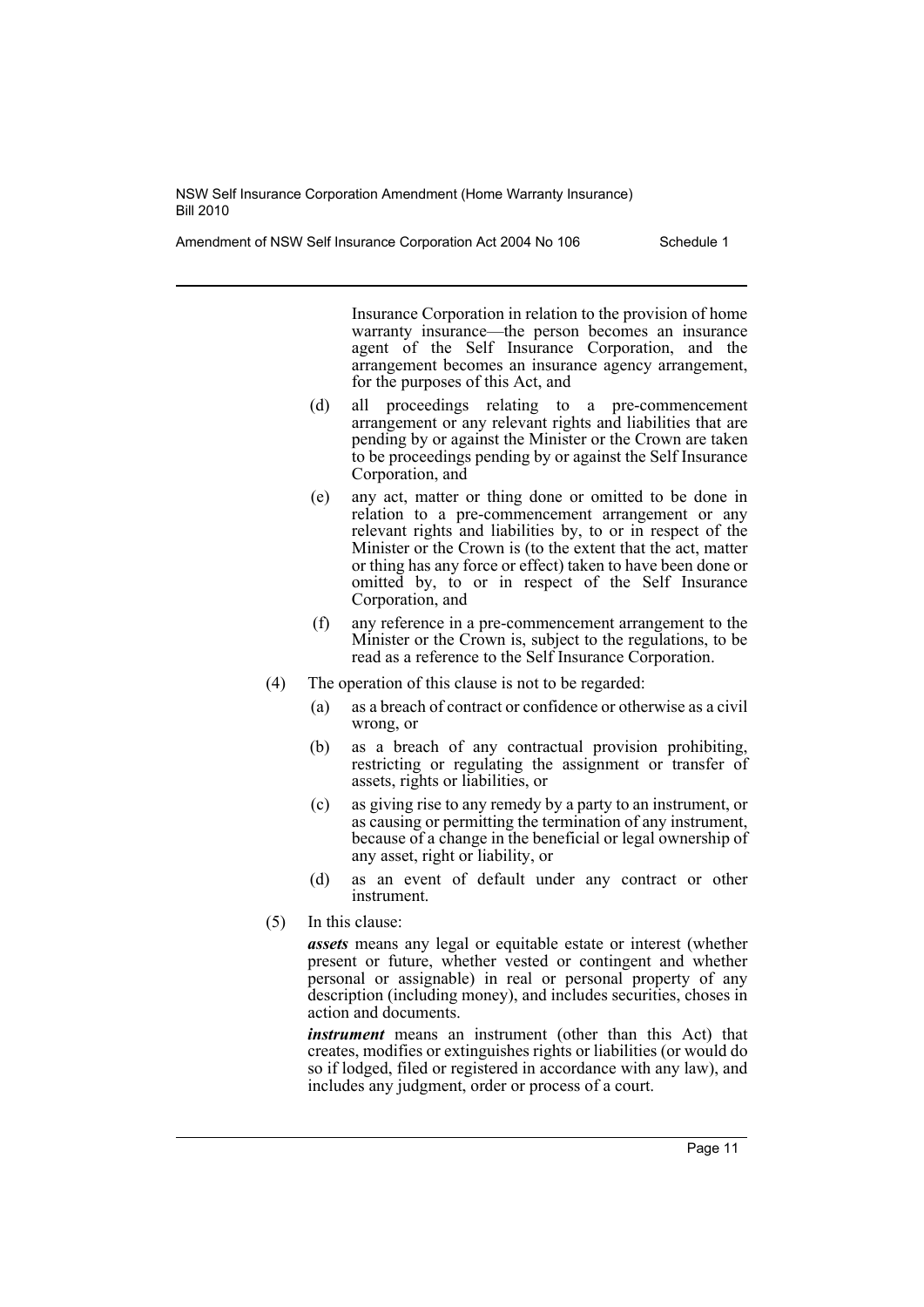Insurance Corporation in relation to the provision of home warranty insurance—the person becomes an insurance agent of the Self Insurance Corporation, and the arrangement becomes an insurance agency arrangement, for the purposes of this Act, and

(d) all proceedings relating to a pre-commencement arrangement or any relevant rights and liabilities that are pending by or against the Minister or the Crown are taken to be proceedings pending by or against the Self Insurance Corporation, and

(e) any act, matter or thing done or omitted to be done in relation to a pre-commencement arrangement or any relevant rights and liabilities by, to or in respect of the Minister or the Crown is (to the extent that the act, matter or thing has any force or effect) taken to have been done or omitted by, to or in respect of the Self Insurance Corporation, and

(f) any reference in a pre-commencement arrangement to the Minister or the Crown is, subject to the regulations, to be read as a reference to the Self Insurance Corporation.

(4) The operation of this clause is not to be regarded:

(a) as a breach of contract or confidence or otherwise as a civil wrong, or

(b) as a breach of any contractual provision prohibiting, restricting or regulating the assignment or transfer of assets, rights or liabilities, or

(c) as giving rise to any remedy by a party to an instrument, or as causing or permitting the termination of any instrument, because of a change in the beneficial or legal ownership of any asset, right or liability, or

(d) as an event of default under any contract or other instrument.

(5) In this clause:

***assets*** means any legal or equitable estate or interest (whether present or future, whether vested or contingent and whether personal or assignable) in real or personal property of any description (including money), and includes securities, choses in action and documents.

***instrument*** means an instrument (other than this Act) that creates, modifies or extinguishes rights or liabilities (or would do so if lodged, filed or registered in accordance with any law), and includes any judgment, order or process of a court.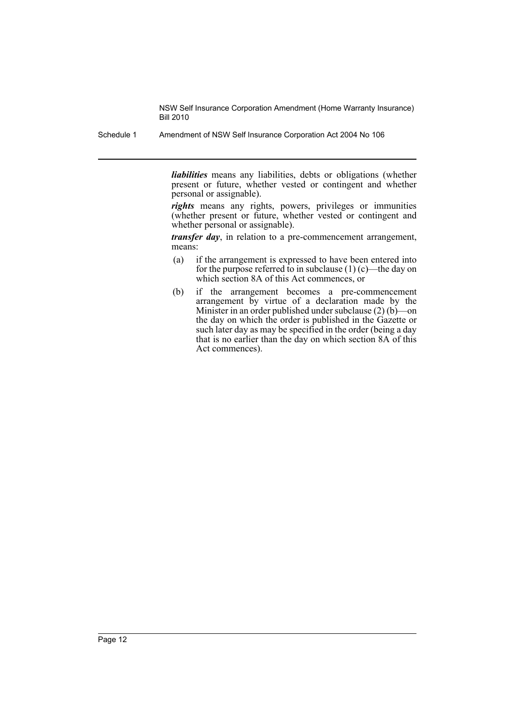***liabilities*** means any liabilities, debts or obligations (whether present or future, whether vested or contingent and whether personal or assignable).

***rights*** means any rights, powers, privileges or immunities (whether present or future, whether vested or contingent and whether personal or assignable).

***transfer day***, in relation to a pre-commencement arrangement, means:

(a) if the arrangement is expressed to have been entered into for the purpose referred to in subclause (1) (c)—the day on which section 8A of this Act commences, or

(b) if the arrangement becomes a pre-commencement arrangement by virtue of a declaration made by the Minister in an order published under subclause (2) (b)—on the day on which the order is published in the Gazette or such later day as may be specified in the order (being a day that is no earlier than the day on which section 8A of this Act commences).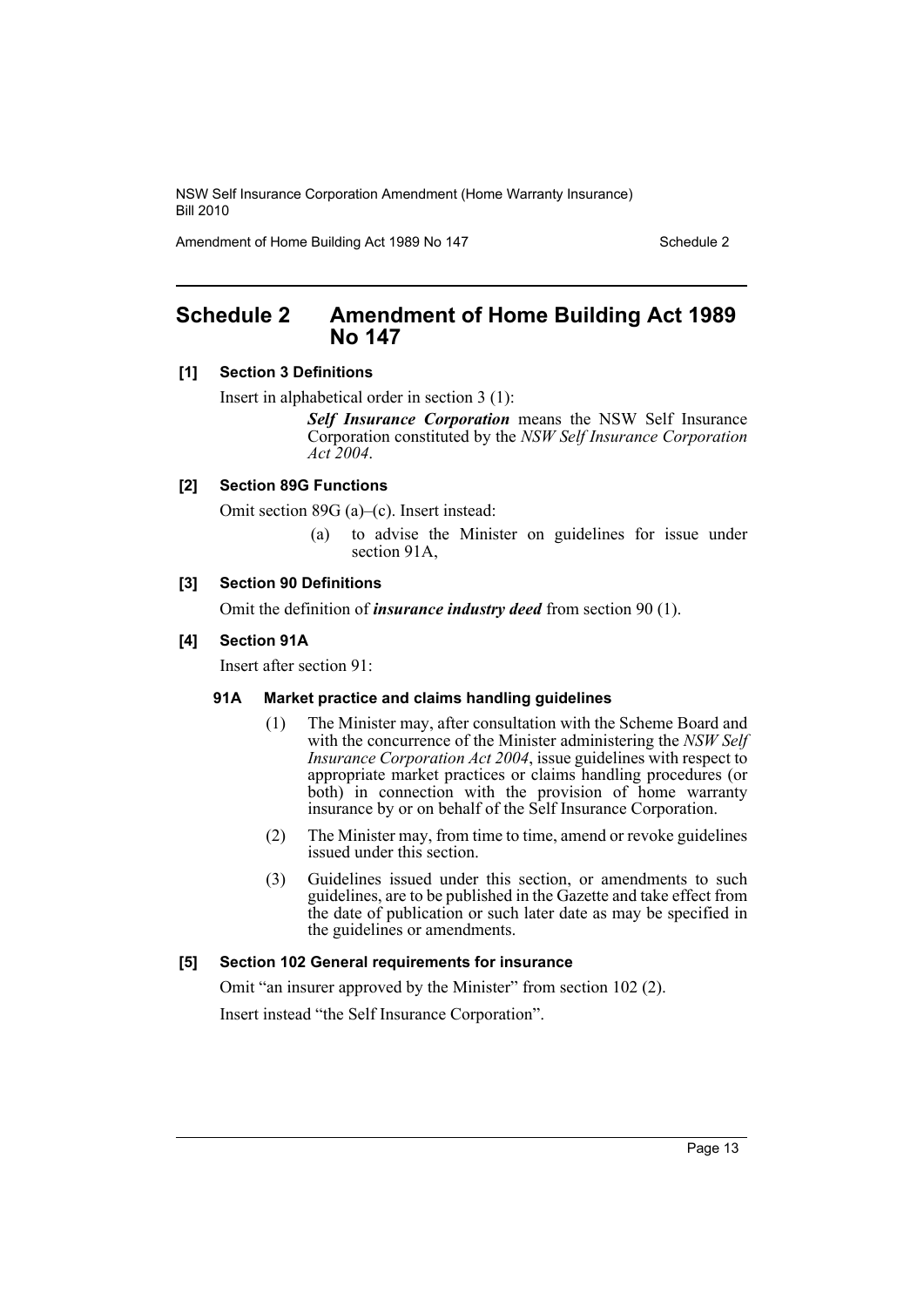## Schedule 2 Amendment of Home Building Act 1989 No 147

**[1] Section 3 Definitions**

Insert in alphabetical order in section 3 (1):

> ***Self Insurance Corporation*** means the NSW Self Insurance Corporation constituted by the *NSW Self Insurance Corporation Act 2004*.

**[2] Section 89G Functions**

Omit section 89G (a)–(c). Insert instead:

> (a) to advise the Minister on guidelines for issue under section 91A,

**[3] Section 90 Definitions**

Omit the definition of ***insurance industry deed*** from section 90 (1).

**[4] Section 91A**

Insert after section 91:

> **91A Market practice and claims handling guidelines**
>
> (1) The Minister may, after consultation with the Scheme Board and with the concurrence of the Minister administering the *NSW Self Insurance Corporation Act 2004*, issue guidelines with respect to appropriate market practices or claims handling procedures (or both) in connection with the provision of home warranty insurance by or on behalf of the Self Insurance Corporation.
>
> (2) The Minister may, from time to time, amend or revoke guidelines issued under this section.
>
> (3) Guidelines issued under this section, or amendments to such guidelines, are to be published in the Gazette and take effect from the date of publication or such later date as may be specified in the guidelines or amendments.

**[5] Section 102 General requirements for insurance**

Omit "an insurer approved by the Minister" from section 102 (2).

Insert instead "the Self Insurance Corporation".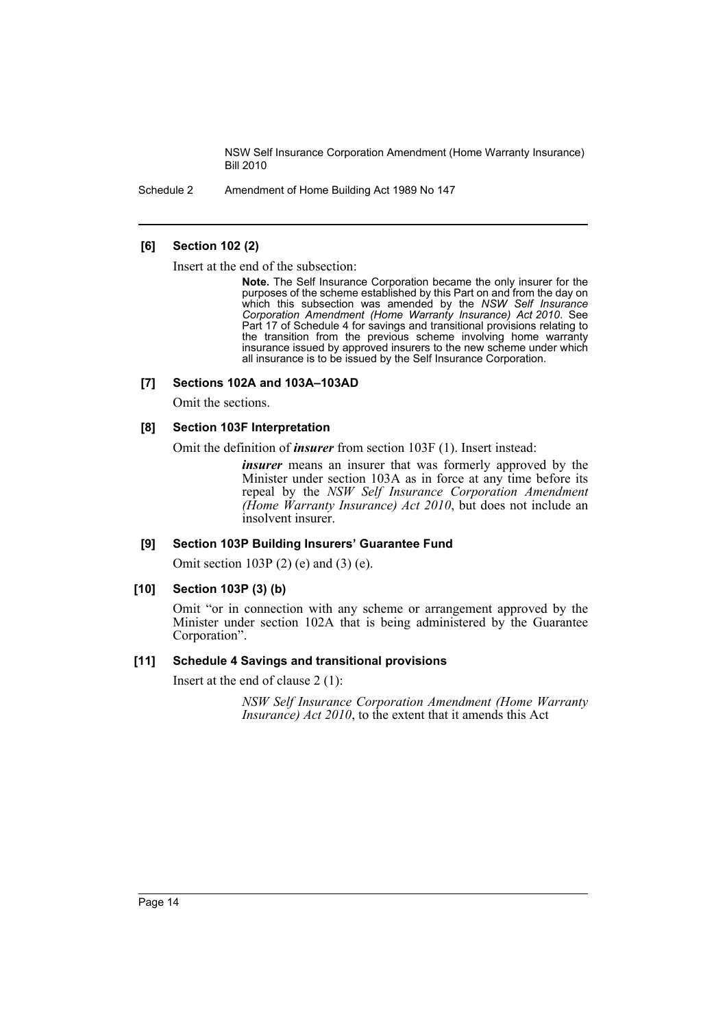### [6] Section 102 (2)

Insert at the end of the subsection:

> **Note.** The Self Insurance Corporation became the only insurer for the purposes of the scheme established by this Part on and from the day on which this subsection was amended by the *NSW Self Insurance Corporation Amendment (Home Warranty Insurance) Act 2010*. See Part 17 of Schedule 4 for savings and transitional provisions relating to the transition from the previous scheme involving home warranty insurance issued by approved insurers to the new scheme under which all insurance is to be issued by the Self Insurance Corporation.

### [7] Sections 102A and 103A–103AD

Omit the sections.

### [8] Section 103F Interpretation

Omit the definition of ***insurer*** from section 103F (1). Insert instead:

> ***insurer*** means an insurer that was formerly approved by the Minister under section 103A as in force at any time before its repeal by the *NSW Self Insurance Corporation Amendment (Home Warranty Insurance) Act 2010*, but does not include an insolvent insurer.

### [9] Section 103P Building Insurers' Guarantee Fund

Omit section 103P (2) (e) and (3) (e).

### [10] Section 103P (3) (b)

Omit "or in connection with any scheme or arrangement approved by the Minister under section 102A that is being administered by the Guarantee Corporation".

### [11] Schedule 4 Savings and transitional provisions

Insert at the end of clause 2 (1):

> *NSW Self Insurance Corporation Amendment (Home Warranty Insurance) Act 2010*, to the extent that it amends this Act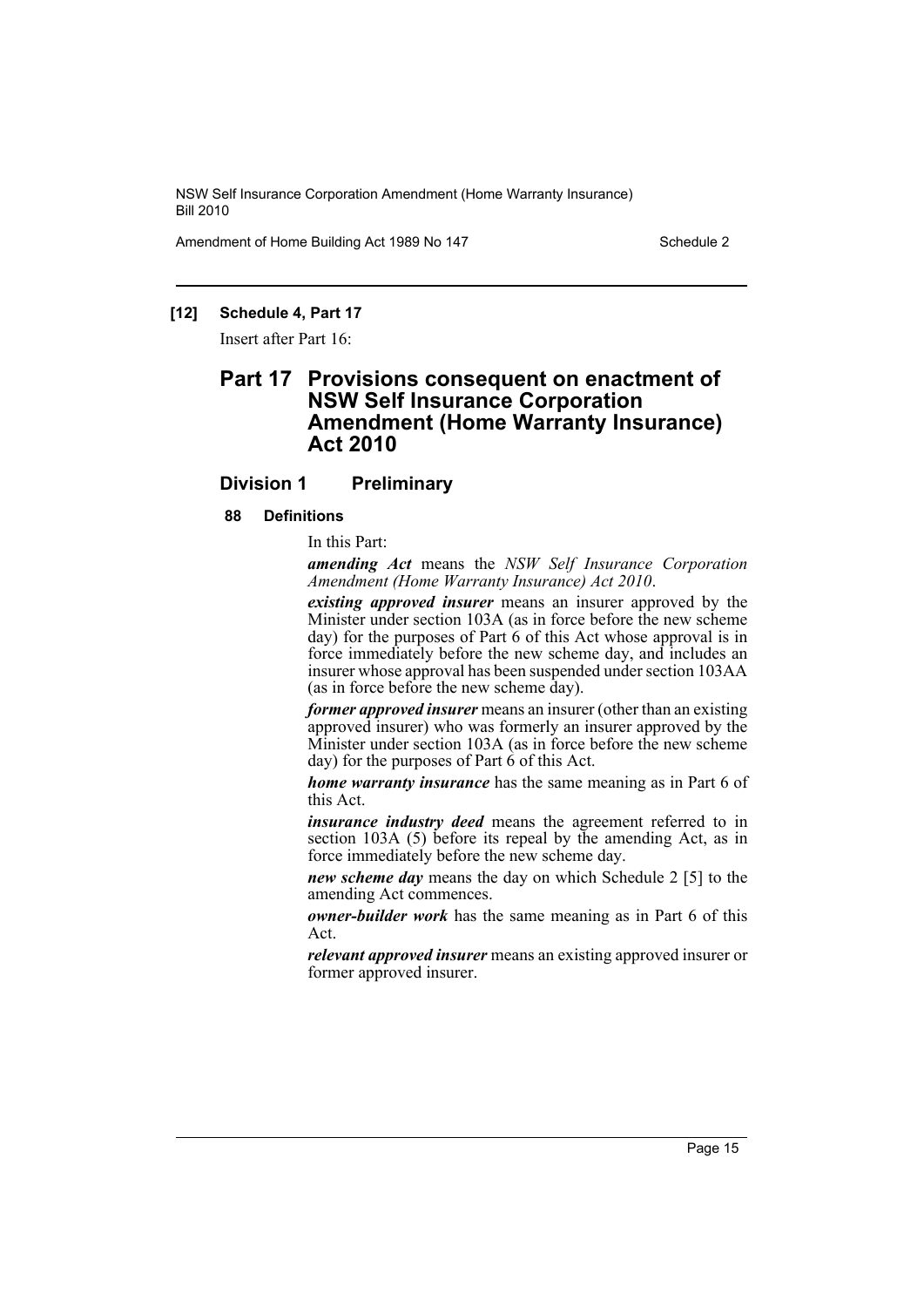**[12] Schedule 4, Part 17**

Insert after Part 16:

# Part 17 Provisions consequent on enactment of NSW Self Insurance Corporation Amendment (Home Warranty Insurance) Act 2010

## Division 1 Preliminary

### 88 Definitions

In this Part:

***amending Act*** means the *NSW Self Insurance Corporation Amendment (Home Warranty Insurance) Act 2010*.

***existing approved insurer*** means an insurer approved by the Minister under section 103A (as in force before the new scheme day) for the purposes of Part 6 of this Act whose approval is in force immediately before the new scheme day, and includes an insurer whose approval has been suspended under section 103AA (as in force before the new scheme day).

***former approved insurer*** means an insurer (other than an existing approved insurer) who was formerly an insurer approved by the Minister under section 103A (as in force before the new scheme day) for the purposes of Part 6 of this Act.

***home warranty insurance*** has the same meaning as in Part 6 of this Act.

***insurance industry deed*** means the agreement referred to in section 103A (5) before its repeal by the amending Act, as in force immediately before the new scheme day.

***new scheme day*** means the day on which Schedule 2 [5] to the amending Act commences.

***owner-builder work*** has the same meaning as in Part 6 of this Act.

***relevant approved insurer*** means an existing approved insurer or former approved insurer.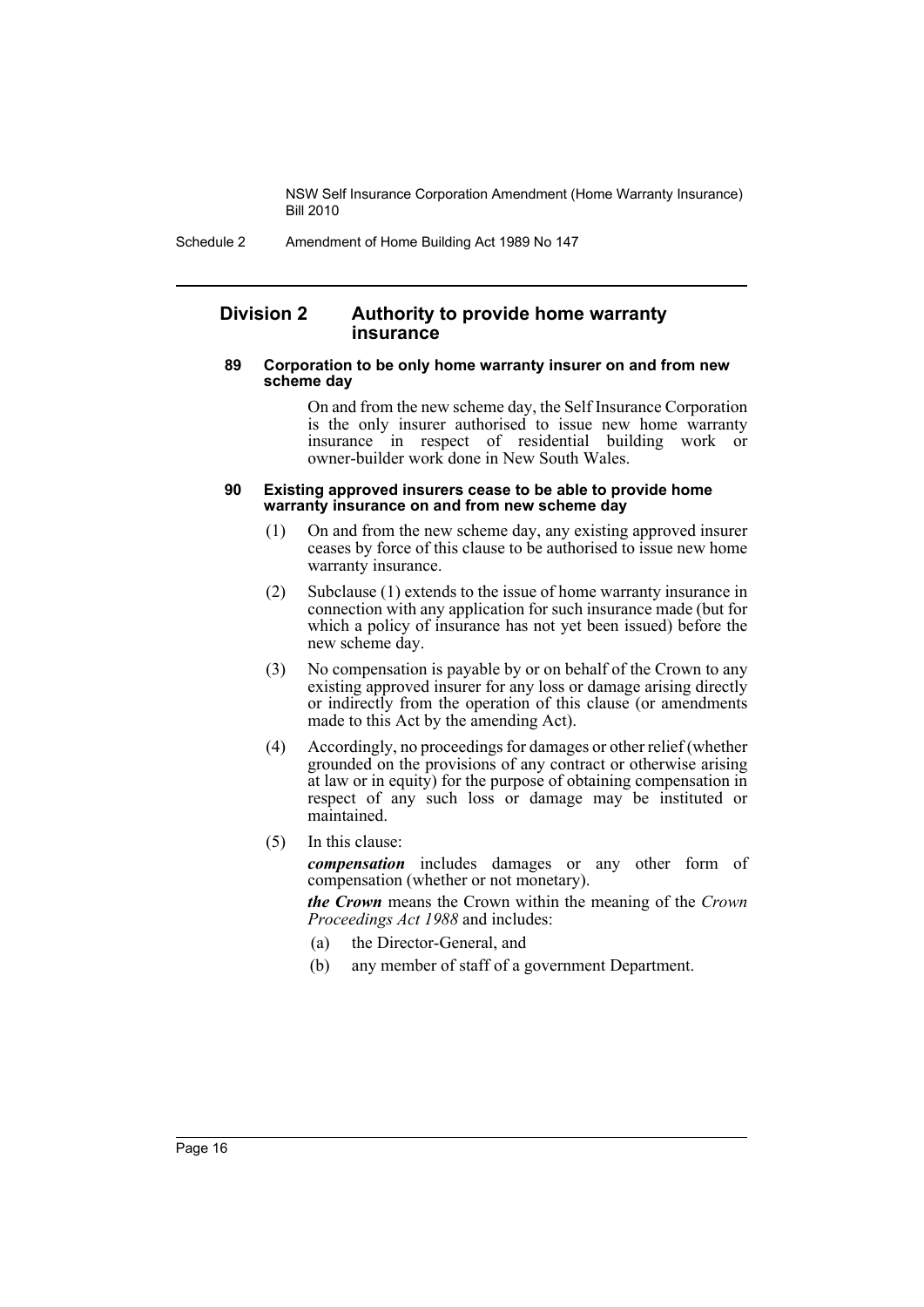## Division 2 Authority to provide home warranty insurance

#### 89 Corporation to be only home warranty insurer on and from new scheme day

On and from the new scheme day, the Self Insurance Corporation is the only insurer authorised to issue new home warranty insurance in respect of residential building work or owner-builder work done in New South Wales.

#### 90 Existing approved insurers cease to be able to provide home warranty insurance on and from new scheme day

(1) On and from the new scheme day, any existing approved insurer ceases by force of this clause to be authorised to issue new home warranty insurance.

(2) Subclause (1) extends to the issue of home warranty insurance in connection with any application for such insurance made (but for which a policy of insurance has not yet been issued) before the new scheme day.

(3) No compensation is payable by or on behalf of the Crown to any existing approved insurer for any loss or damage arising directly or indirectly from the operation of this clause (or amendments made to this Act by the amending Act).

(4) Accordingly, no proceedings for damages or other relief (whether grounded on the provisions of any contract or otherwise arising at law or in equity) for the purpose of obtaining compensation in respect of any such loss or damage may be instituted or maintained.

(5) In this clause:

***compensation*** includes damages or any other form of compensation (whether or not monetary).

***the Crown*** means the Crown within the meaning of the *Crown Proceedings Act 1988* and includes:

(a) the Director-General, and

(b) any member of staff of a government Department.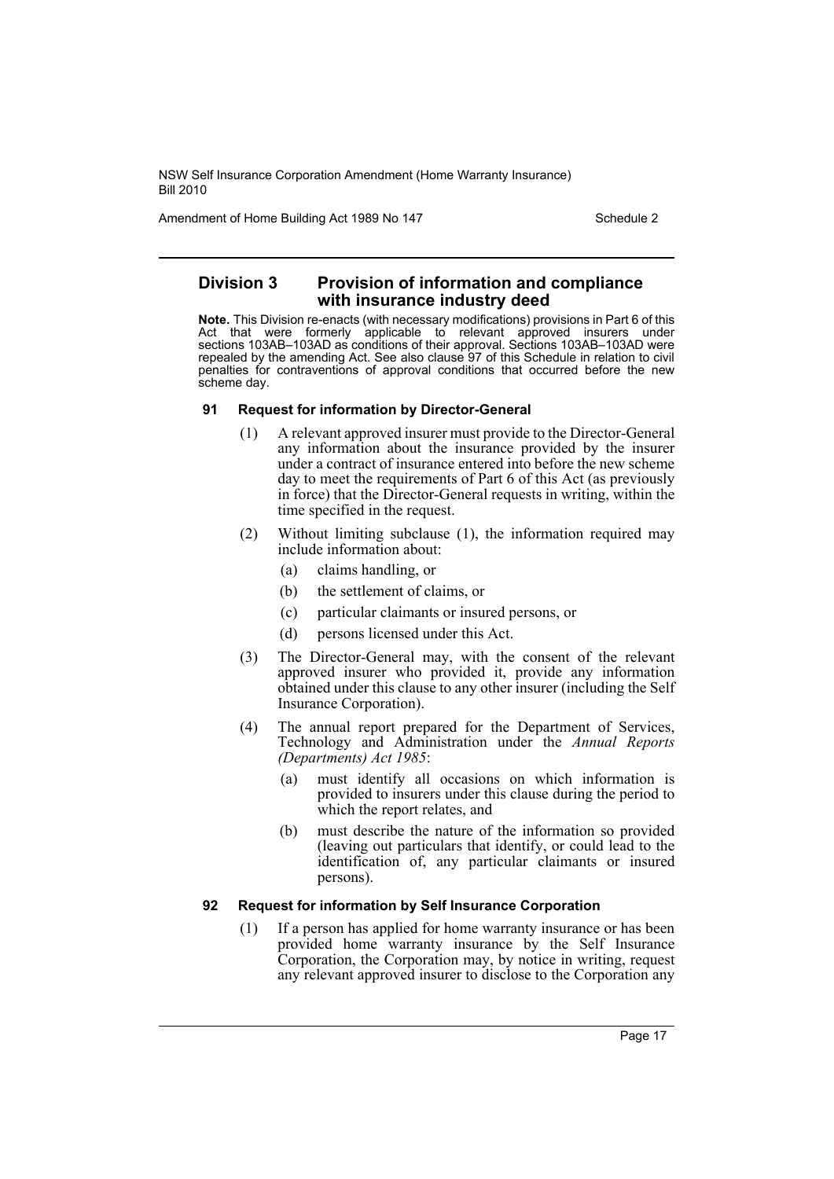## Division 3 Provision of information and compliance with insurance industry deed

**Note.** This Division re-enacts (with necessary modifications) provisions in Part 6 of this Act that were formerly applicable to relevant approved insurers under sections 103AB–103AD as conditions of their approval. Sections 103AB–103AD were repealed by the amending Act. See also clause 97 of this Schedule in relation to civil penalties for contraventions of approval conditions that occurred before the new scheme day.

### 91 Request for information by Director-General

(1) A relevant approved insurer must provide to the Director-General any information about the insurance provided by the insurer under a contract of insurance entered into before the new scheme day to meet the requirements of Part 6 of this Act (as previously in force) that the Director-General requests in writing, within the time specified in the request.

(2) Without limiting subclause (1), the information required may include information about:

- (a) claims handling, or
- (b) the settlement of claims, or
- (c) particular claimants or insured persons, or
- (d) persons licensed under this Act.

(3) The Director-General may, with the consent of the relevant approved insurer who provided it, provide any information obtained under this clause to any other insurer (including the Self Insurance Corporation).

(4) The annual report prepared for the Department of Services, Technology and Administration under the *Annual Reports (Departments) Act 1985*:

- (a) must identify all occasions on which information is provided to insurers under this clause during the period to which the report relates, and
- (b) must describe the nature of the information so provided (leaving out particulars that identify, or could lead to the identification of, any particular claimants or insured persons).

### 92 Request for information by Self Insurance Corporation

(1) If a person has applied for home warranty insurance or has been provided home warranty insurance by the Self Insurance Corporation, the Corporation may, by notice in writing, request any relevant approved insurer to disclose to the Corporation any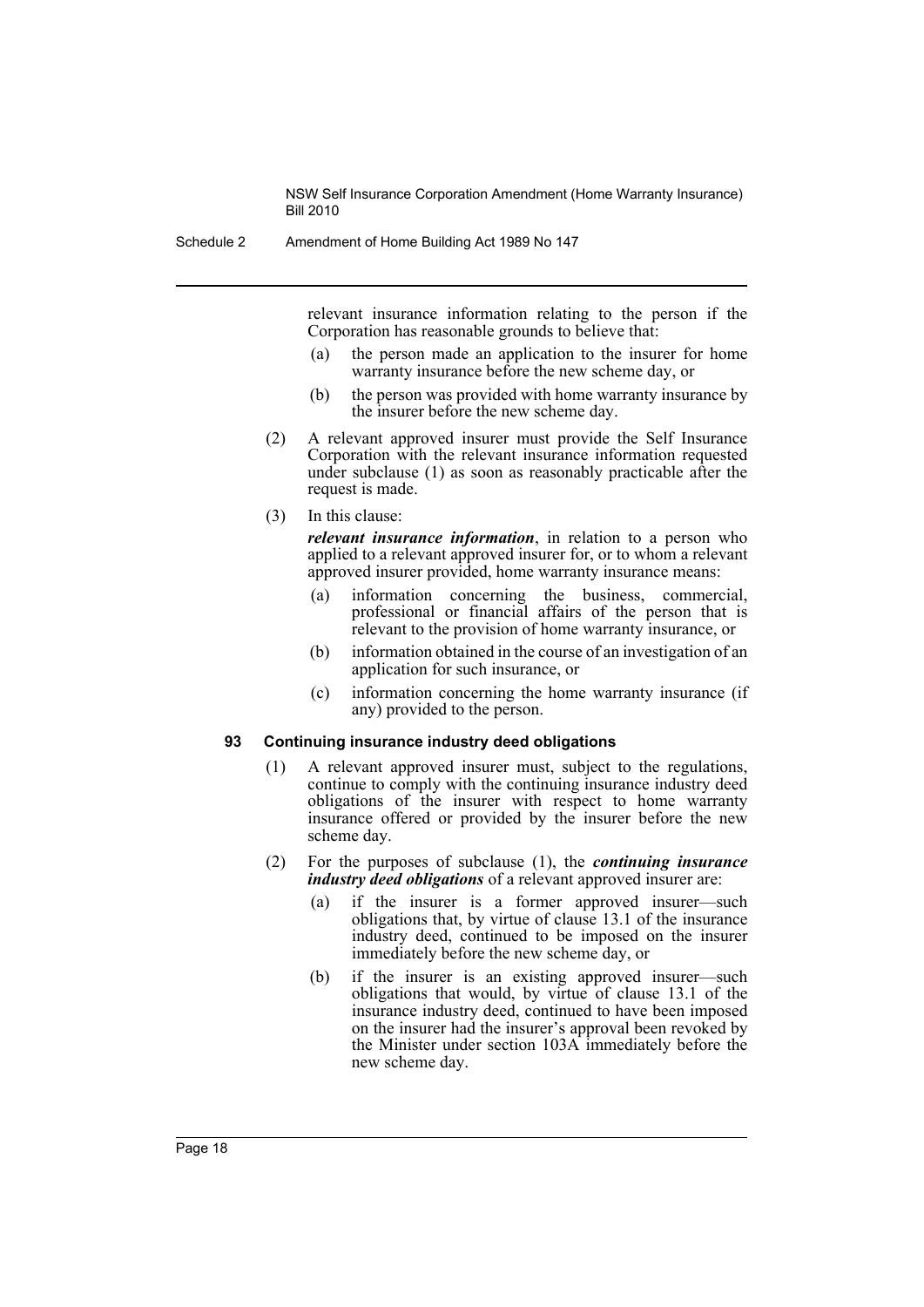relevant insurance information relating to the person if the Corporation has reasonable grounds to believe that:

(a) the person made an application to the insurer for home warranty insurance before the new scheme day, or

(b) the person was provided with home warranty insurance by the insurer before the new scheme day.

(2) A relevant approved insurer must provide the Self Insurance Corporation with the relevant insurance information requested under subclause (1) as soon as reasonably practicable after the request is made.

(3) In this clause:

***relevant insurance information***, in relation to a person who applied to a relevant approved insurer for, or to whom a relevant approved insurer provided, home warranty insurance means:

(a) information concerning the business, commercial, professional or financial affairs of the person that is relevant to the provision of home warranty insurance, or

(b) information obtained in the course of an investigation of an application for such insurance, or

(c) information concerning the home warranty insurance (if any) provided to the person.

### 93 Continuing insurance industry deed obligations

(1) A relevant approved insurer must, subject to the regulations, continue to comply with the continuing insurance industry deed obligations of the insurer with respect to home warranty insurance offered or provided by the insurer before the new scheme day.

(2) For the purposes of subclause (1), the ***continuing insurance industry deed obligations*** of a relevant approved insurer are:

(a) if the insurer is a former approved insurer—such obligations that, by virtue of clause 13.1 of the insurance industry deed, continued to be imposed on the insurer immediately before the new scheme day, or

(b) if the insurer is an existing approved insurer—such obligations that would, by virtue of clause 13.1 of the insurance industry deed, continued to have been imposed on the insurer had the insurer's approval been revoked by the Minister under section 103A immediately before the new scheme day.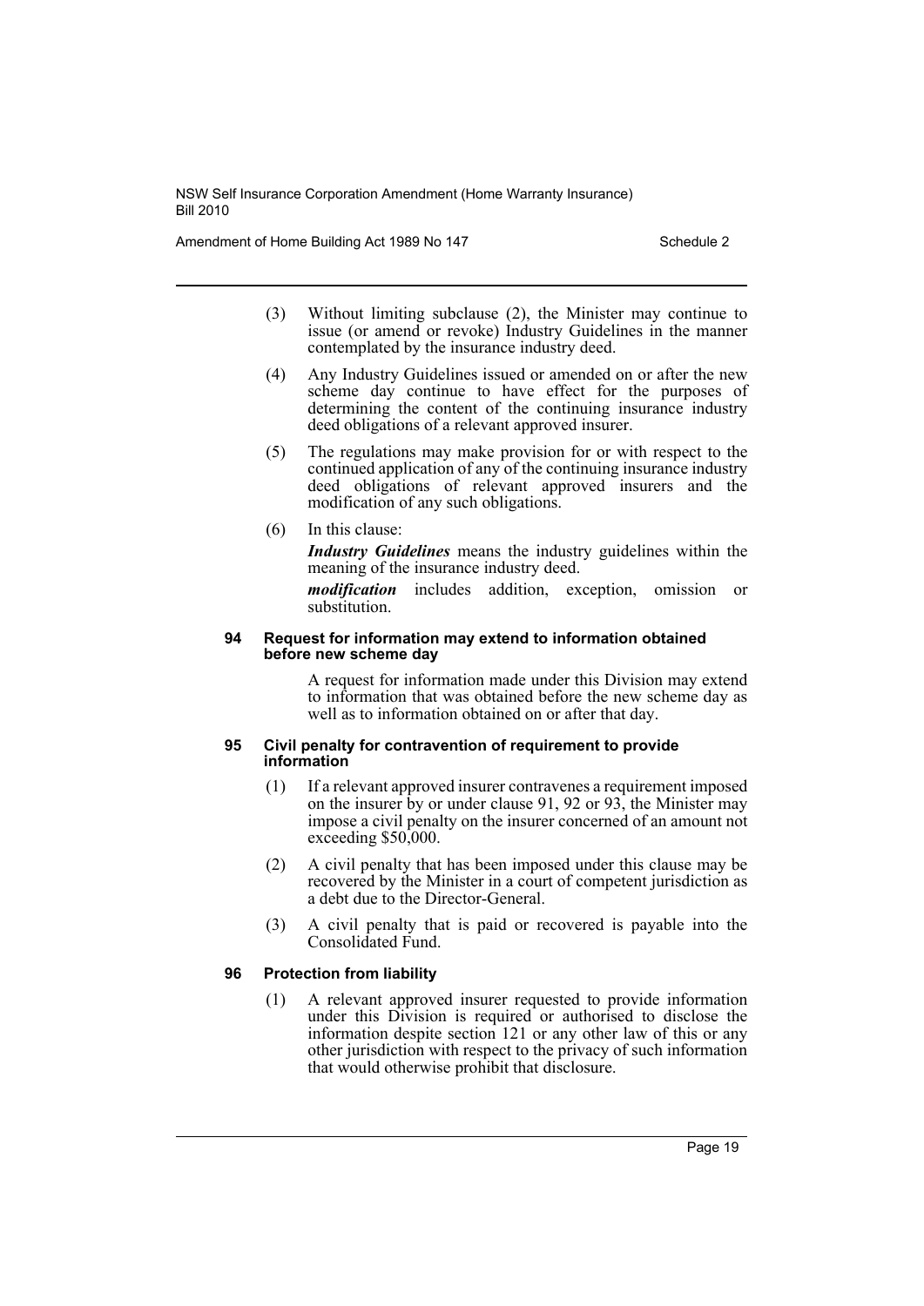(3) Without limiting subclause (2), the Minister may continue to issue (or amend or revoke) Industry Guidelines in the manner contemplated by the insurance industry deed.

(4) Any Industry Guidelines issued or amended on or after the new scheme day continue to have effect for the purposes of determining the content of the continuing insurance industry deed obligations of a relevant approved insurer.

(5) The regulations may make provision for or with respect to the continued application of any of the continuing insurance industry deed obligations of relevant approved insurers and the modification of any such obligations.

(6) In this clause:

***Industry Guidelines*** means the industry guidelines within the meaning of the insurance industry deed.

***modification*** includes addition, exception, omission or substitution.

#### 94 Request for information may extend to information obtained before new scheme day

A request for information made under this Division may extend to information that was obtained before the new scheme day as well as to information obtained on or after that day.

#### 95 Civil penalty for contravention of requirement to provide information

(1) If a relevant approved insurer contravenes a requirement imposed on the insurer by or under clause 91, 92 or 93, the Minister may impose a civil penalty on the insurer concerned of an amount not exceeding $50,000.

(2) A civil penalty that has been imposed under this clause may be recovered by the Minister in a court of competent jurisdiction as a debt due to the Director-General.

(3) A civil penalty that is paid or recovered is payable into the Consolidated Fund.

#### 96 Protection from liability

(1) A relevant approved insurer requested to provide information under this Division is required or authorised to disclose the information despite section 121 or any other law of this or any other jurisdiction with respect to the privacy of such information that would otherwise prohibit that disclosure.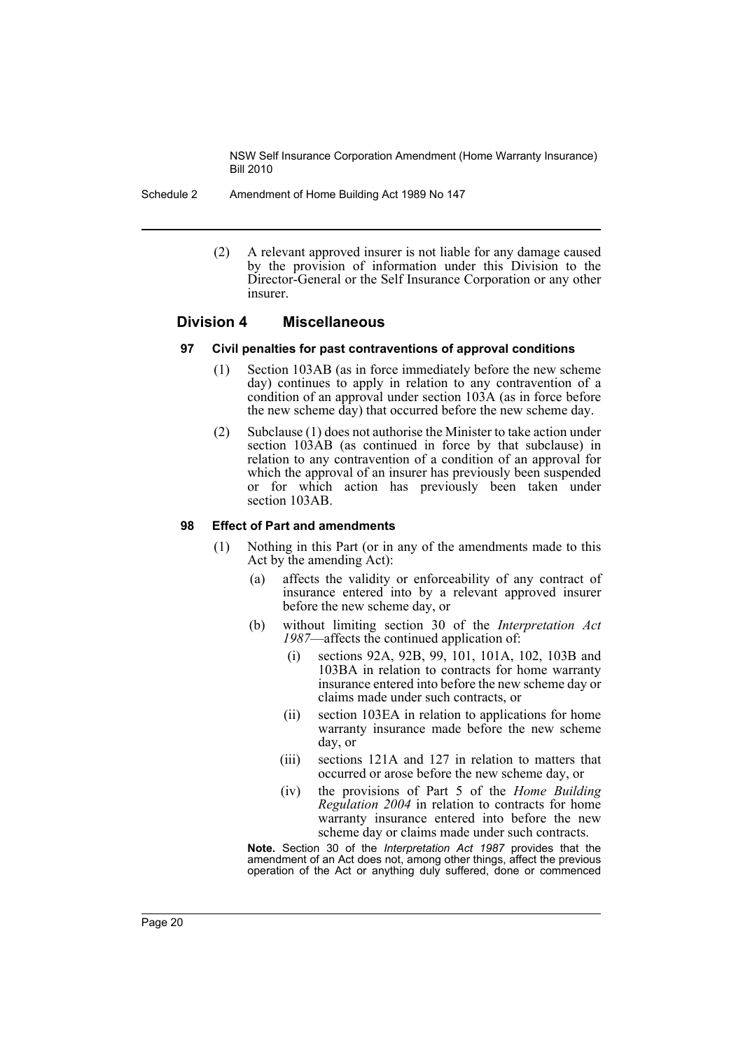(2) A relevant approved insurer is not liable for any damage caused by the provision of information under this Division to the Director-General or the Self Insurance Corporation or any other insurer.

## Division 4 Miscellaneous

### 97 Civil penalties for past contraventions of approval conditions

(1) Section 103AB (as in force immediately before the new scheme day) continues to apply in relation to any contravention of a condition of an approval under section 103A (as in force before the new scheme day) that occurred before the new scheme day.

(2) Subclause (1) does not authorise the Minister to take action under section 103AB (as continued in force by that subclause) in relation to any contravention of a condition of an approval for which the approval of an insurer has previously been suspended or for which action has previously been taken under section 103AB.

### 98 Effect of Part and amendments

(1) Nothing in this Part (or in any of the amendments made to this Act by the amending Act):

(a) affects the validity or enforceability of any contract of insurance entered into by a relevant approved insurer before the new scheme day, or

(b) without limiting section 30 of the *Interpretation Act 1987*—affects the continued application of:

(i) sections 92A, 92B, 99, 101, 101A, 102, 103B and 103BA in relation to contracts for home warranty insurance entered into before the new scheme day or claims made under such contracts, or

(ii) section 103EA in relation to applications for home warranty insurance made before the new scheme day, or

(iii) sections 121A and 127 in relation to matters that occurred or arose before the new scheme day, or

(iv) the provisions of Part 5 of the *Home Building Regulation 2004* in relation to contracts for home warranty insurance entered into before the new scheme day or claims made under such contracts.

**Note.** Section 30 of the *Interpretation Act 1987* provides that the amendment of an Act does not, among other things, affect the previous operation of the Act or anything duly suffered, done or commenced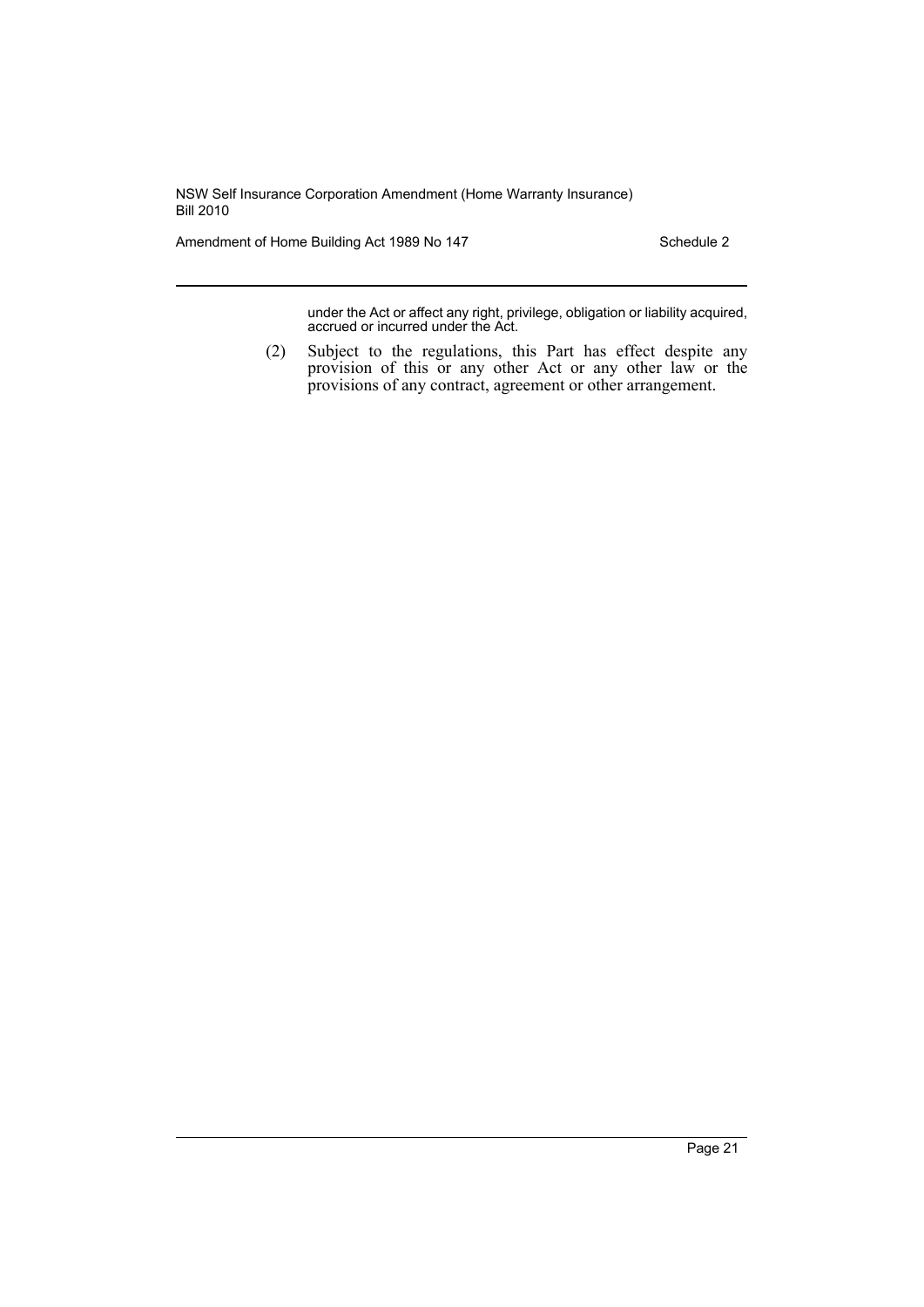under the Act or affect any right, privilege, obligation or liability acquired, accrued or incurred under the Act.

(2) Subject to the regulations, this Part has effect despite any provision of this or any other Act or any other law or the provisions of any contract, agreement or other arrangement.